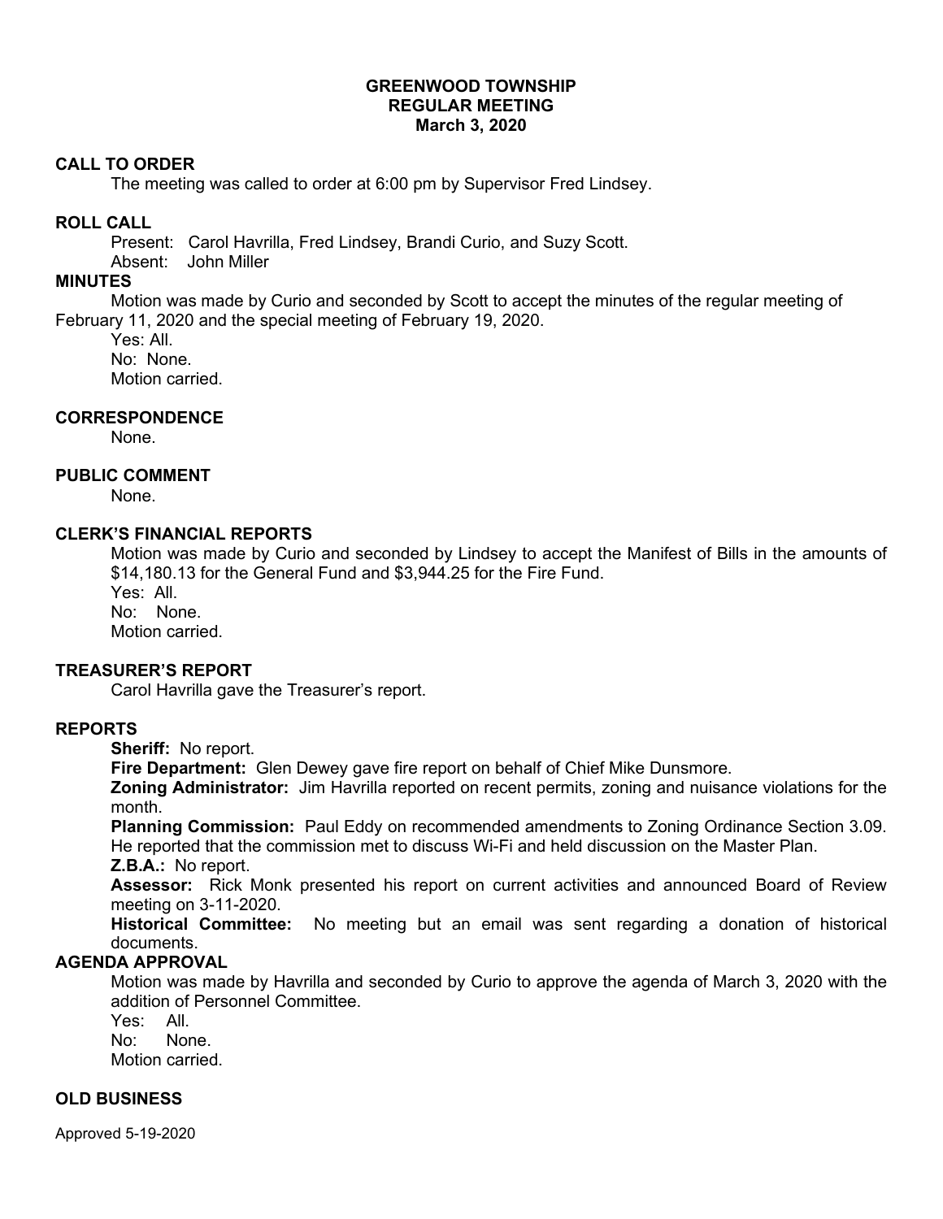# GREENWOOD TOWNSHIP
## REGULAR MEETING
## March 3, 2020

**CALL TO ORDER**

The meeting was called to order at 6:00 pm by Supervisor Fred Lindsey.

**ROLL CALL**

Present: Carol Havrilla, Fred Lindsey, Brandi Curio, and Suzy Scott.
Absent: John Miller

**MINUTES**

Motion was made by Curio and seconded by Scott to accept the minutes of the regular meeting of February 11, 2020 and the special meeting of February 19, 2020.

Yes: All.
No: None.
Motion carried.

**CORRESPONDENCE**

None.

**PUBLIC COMMENT**

None.

**CLERK'S FINANCIAL REPORTS**

Motion was made by Curio and seconded by Lindsey to accept the Manifest of Bills in the amounts of $14,180.13 for the General Fund and $3,944.25 for the Fire Fund.

Yes: All.
No: None.
Motion carried.

**TREASURER'S REPORT**

Carol Havrilla gave the Treasurer's report.

**REPORTS**

**Sheriff:** No report.

**Fire Department:** Glen Dewey gave fire report on behalf of Chief Mike Dunsmore.

**Zoning Administrator:** Jim Havrilla reported on recent permits, zoning and nuisance violations for the month.

**Planning Commission:** Paul Eddy on recommended amendments to Zoning Ordinance Section 3.09. He reported that the commission met to discuss Wi-Fi and held discussion on the Master Plan.

**Z.B.A.:** No report.

**Assessor:** Rick Monk presented his report on current activities and announced Board of Review meeting on 3-11-2020.

**Historical Committee:** No meeting but an email was sent regarding a donation of historical documents.

**AGENDA APPROVAL**

Motion was made by Havrilla and seconded by Curio to approve the agenda of March 3, 2020 with the addition of Personnel Committee.

Yes: All.
No: None.
Motion carried.

**OLD BUSINESS**

Approved 5-19-2020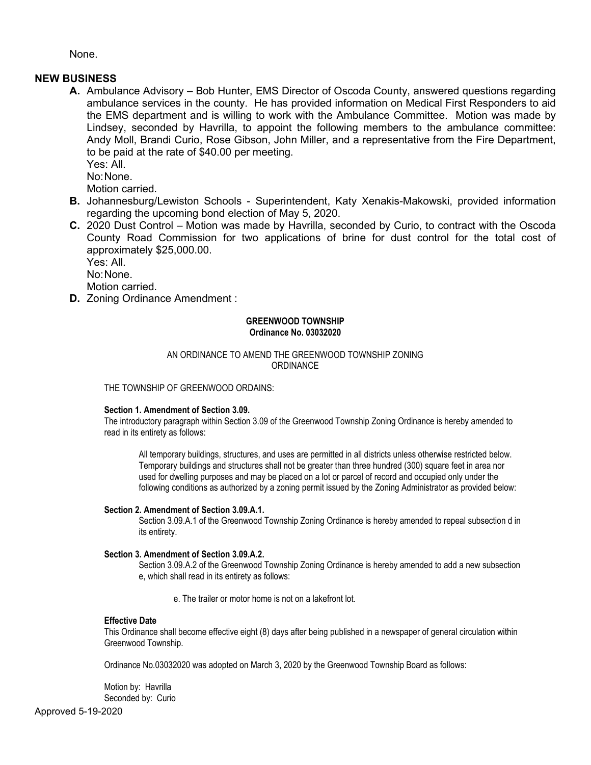None.

## NEW BUSINESS

**A.** Ambulance Advisory – Bob Hunter, EMS Director of Oscoda County, answered questions regarding ambulance services in the county. He has provided information on Medical First Responders to aid the EMS department and is willing to work with the Ambulance Committee. Motion was made by Lindsey, seconded by Havrilla, to appoint the following members to the ambulance committee: Andy Moll, Brandi Curio, Rose Gibson, John Miller, and a representative from the Fire Department, to be paid at the rate of $40.00 per meeting.
Yes: All.
No: None.
Motion carried.

**B.** Johannesburg/Lewiston Schools - Superintendent, Katy Xenakis-Makowski, provided information regarding the upcoming bond election of May 5, 2020.

**C.** 2020 Dust Control – Motion was made by Havrilla, seconded by Curio, to contract with the Oscoda County Road Commission for two applications of brine for dust control for the total cost of approximately $25,000.00.
Yes: All.
No: None.
Motion carried.

**D.** Zoning Ordinance Amendment :

**GREENWOOD TOWNSHIP**
**Ordinance No. 03032020**

AN ORDINANCE TO AMEND THE GREENWOOD TOWNSHIP ZONING ORDINANCE

THE TOWNSHIP OF GREENWOOD ORDAINS:

**Section 1. Amendment of Section 3.09.**
The introductory paragraph within Section 3.09 of the Greenwood Township Zoning Ordinance is hereby amended to read in its entirety as follows:

> All temporary buildings, structures, and uses are permitted in all districts unless otherwise restricted below. Temporary buildings and structures shall not be greater than three hundred (300) square feet in area nor used for dwelling purposes and may be placed on a lot or parcel of record and occupied only under the following conditions as authorized by a zoning permit issued by the Zoning Administrator as provided below:

**Section 2. Amendment of Section 3.09.A.1.**
Section 3.09.A.1 of the Greenwood Township Zoning Ordinance is hereby amended to repeal subsection d in its entirety.

**Section 3. Amendment of Section 3.09.A.2.**
Section 3.09.A.2 of the Greenwood Township Zoning Ordinance is hereby amended to add a new subsection e, which shall read in its entirety as follows:

> e. The trailer or motor home is not on a lakefront lot.

**Effective Date**
This Ordinance shall become effective eight (8) days after being published in a newspaper of general circulation within Greenwood Township.

Ordinance No.03032020 was adopted on March 3, 2020 by the Greenwood Township Board as follows:

Motion by: Havrilla
Seconded by: Curio

Approved 5-19-2020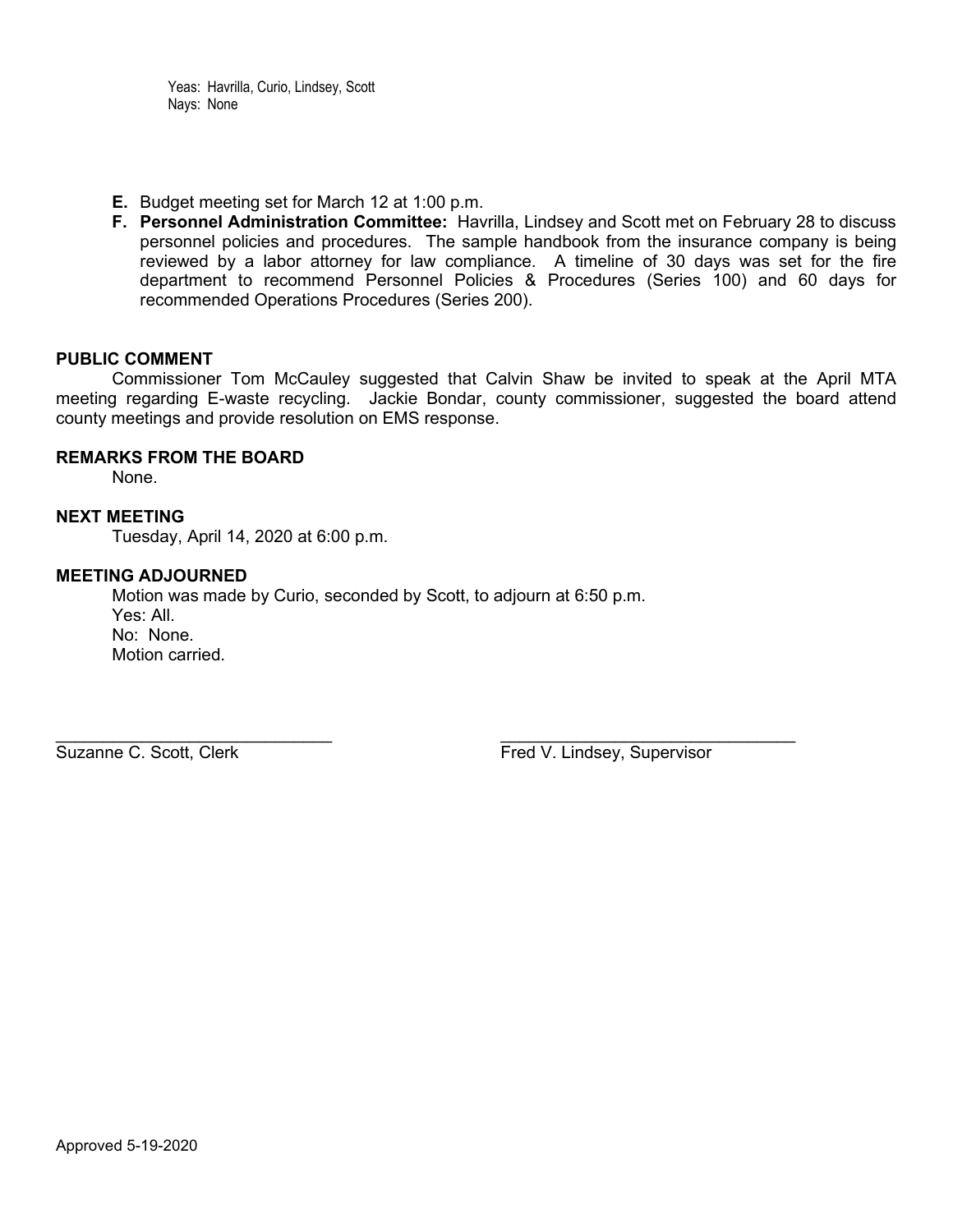Yeas: Havrilla, Curio, Lindsey, Scott
Nays: None

**E.** Budget meeting set for March 12 at 1:00 p.m.

**F. Personnel Administration Committee:** Havrilla, Lindsey and Scott met on February 28 to discuss personnel policies and procedures. The sample handbook from the insurance company is being reviewed by a labor attorney for law compliance. A timeline of 30 days was set for the fire department to recommend Personnel Policies & Procedures (Series 100) and 60 days for recommended Operations Procedures (Series 200).

**PUBLIC COMMENT**

Commissioner Tom McCauley suggested that Calvin Shaw be invited to speak at the April MTA meeting regarding E-waste recycling. Jackie Bondar, county commissioner, suggested the board attend county meetings and provide resolution on EMS response.

**REMARKS FROM THE BOARD**

None.

**NEXT MEETING**

Tuesday, April 14, 2020 at 6:00 p.m.

**MEETING ADJOURNED**

Motion was made by Curio, seconded by Scott, to adjourn at 6:50 p.m.
Yes: All.
No: None.
Motion carried.

______________________________
Suzanne C. Scott, Clerk

______________________________
Fred V. Lindsey, Supervisor

Approved 5-19-2020